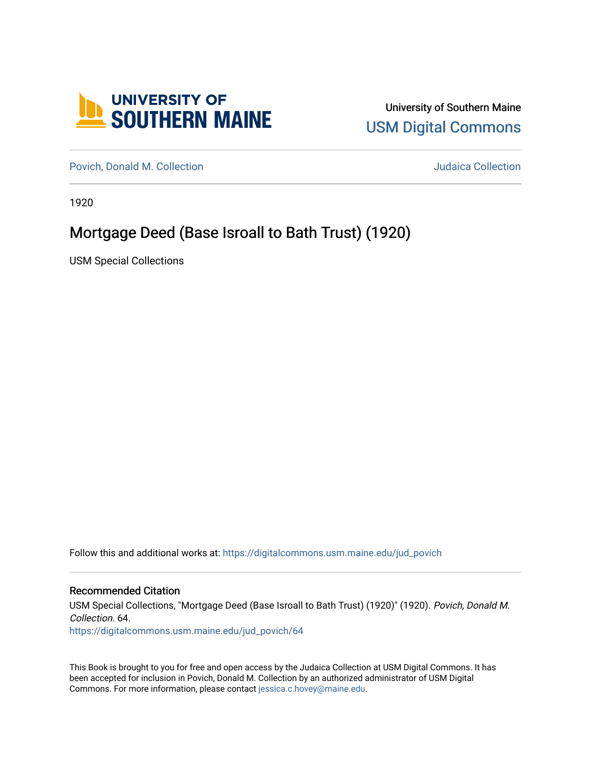UNIVERSITY OF SOUTHERN MAINE

University of Southern Maine
USM Digital Commons

Povich, Donald M. Collection | Judaica Collection

1920

# Mortgage Deed (Base Isroall to Bath Trust) (1920)

USM Special Collections

Follow this and additional works at: https://digitalcommons.usm.maine.edu/jud_povich

## Recommended Citation

USM Special Collections, "Mortgage Deed (Base Isroall to Bath Trust) (1920)" (1920). *Povich, Donald M. Collection*. 64.
https://digitalcommons.usm.maine.edu/jud_povich/64

This Book is brought to you for free and open access by the Judaica Collection at USM Digital Commons. It has been accepted for inclusion in Povich, Donald M. Collection by an authorized administrator of USM Digital Commons. For more information, please contact jessica.c.hovey@maine.edu.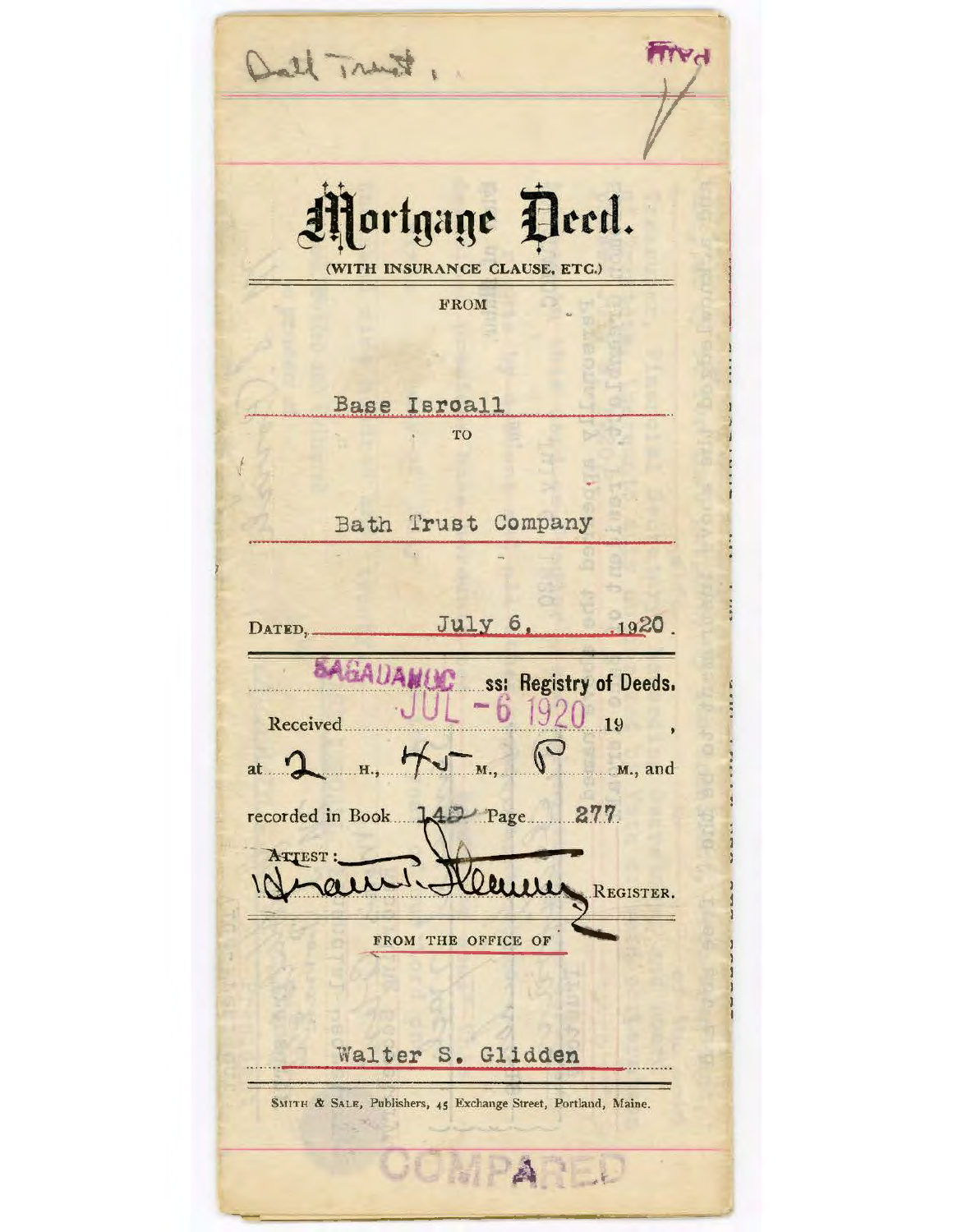Bath Trust.

PAID

# Mortgage Deed.

(WITH INSURANCE CLAUSE, ETC.)

FROM

Base Isroall

TO

Bath Trust Company

DATED, July 6, 1920.

SAGADAHOC ss: Registry of Deeds.

Received JUL - 6 1920 19 ,

at 2 H., 45 M., P M., and

recorded in Book 142 Page 277

ATTEST:

[signature] REGISTER.

FROM THE OFFICE OF

Walter S. Glidden

SMITH & SALE, Publishers, 45 Exchange Street, Portland, Maine.

COMPARED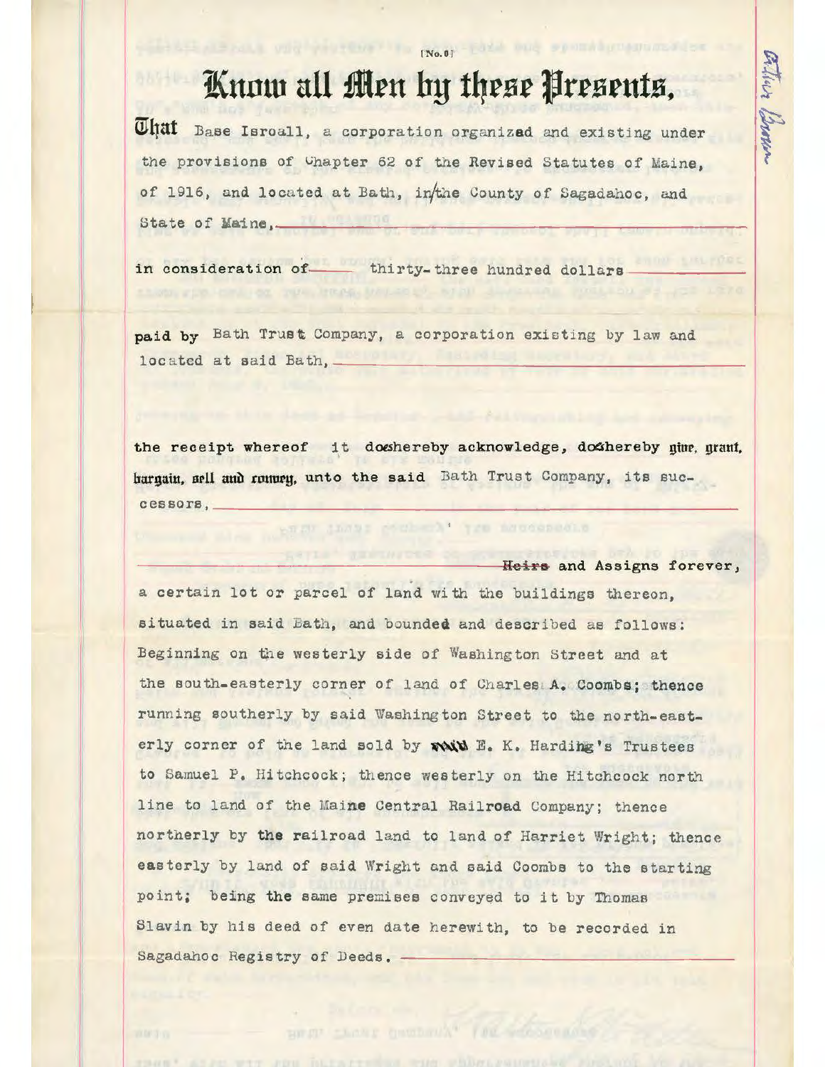[No. 0]

# Know all Men by these Presents,

That Base Isroall, a corporation organized and existing under the provisions of Chapter 62 of the Revised Statutes of Maine, of 1916, and located at Bath, in the County of Sagadahoc, and State of Maine,

in consideration of thirty-three hundred dollars

paid by Bath Trust Company, a corporation existing by law and located at said Bath,

the receipt whereof it does hereby acknowledge, does hereby give, grant, bargain, sell and convey, unto the said Bath Trust Company, its successors,

Heirs and Assigns forever,

a certain lot or parcel of land with the buildings thereon, situated in said Bath, and bounded and described as follows: Beginning on the westerly side of Washington Street and at the south-easterly corner of land of Charles A. Coombs; thence running southerly by said Washington Street to the north-easterly corner of the land sold by said E. K. Harding's Trustees to Samuel P. Hitchcock; thence westerly on the Hitchcock north line to land of the Maine Central Railroad Company; thence northerly by the railroad land to land of Harriet Wright; thence easterly by land of said Wright and said Coombs to the starting point; being the same premises conveyed to it by Thomas Slavin by his deed of even date herewith, to be recorded in Sagadahoc Registry of Deeds.

Arthur Brown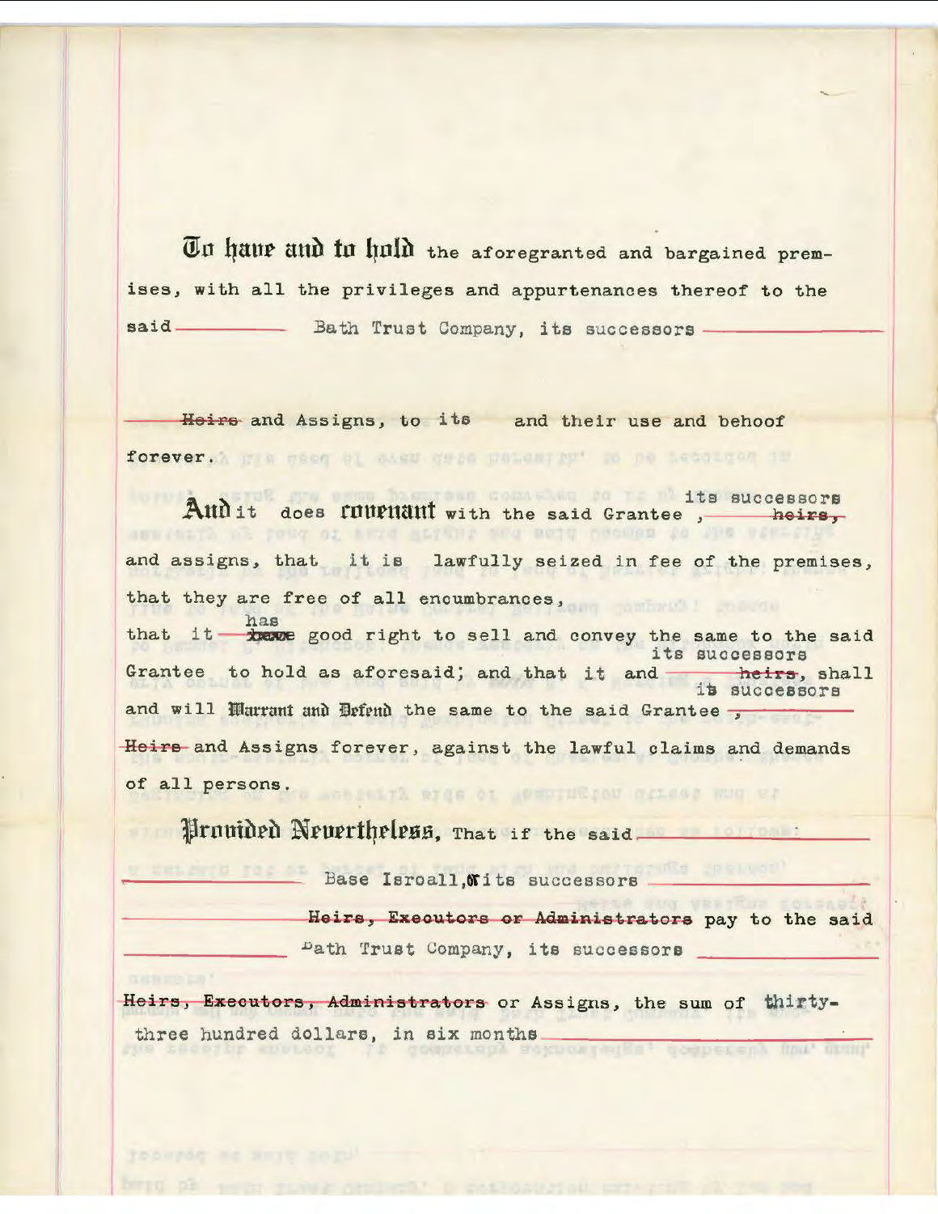**To have and to hold** the aforegranted and bargained premises, with all the privileges and appurtenances thereof to the said Bath Trust Company, its successors

~~Heirs~~ and Assigns, to its and their use and behoof forever.

**And** it does **covenant** with the said Grantee, its successors ~~heirs,~~ and assigns, that it is lawfully seized in fee of the premises, that they are free of all encumbrances, that it has ~~have~~ good right to sell and convey the same to the said Grantee to hold as aforesaid; and that it and its successors ~~heirs~~, shall and will **Warrant and Defend** the same to the said Grantee its successors ~~, Heirs~~ and Assigns forever, against the lawful claims and demands of all persons.

**Provided Nevertheless,** That if the said Base Isroall, or its successors ~~Heirs, Executors or Administrators~~ pay to the said Bath Trust Company, its successors ~~Heirs, Executors, Administrators~~ or Assigns, the sum of thirty-three hundred dollars, in six months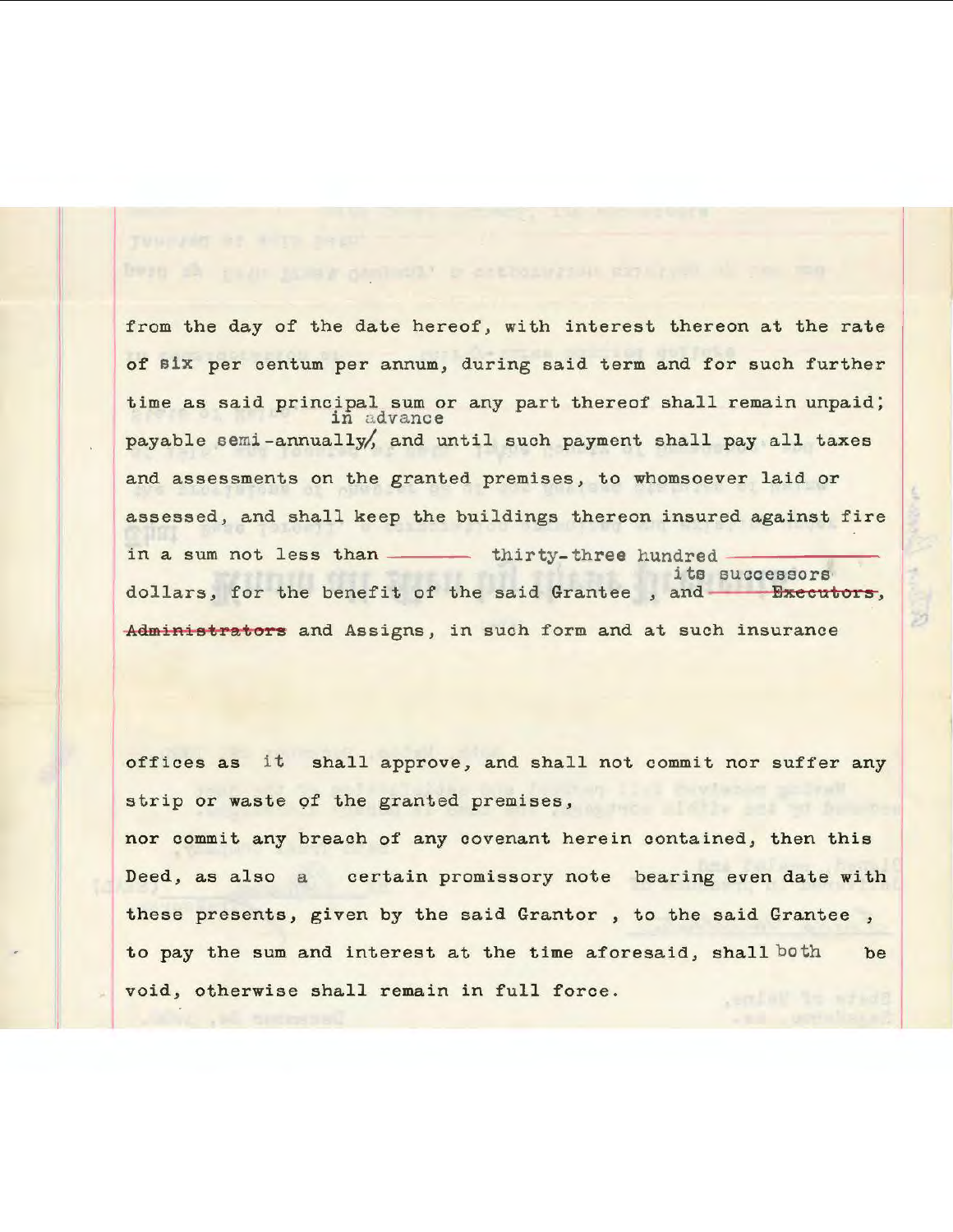from the day of the date hereof, with interest thereon at the rate of six per centum per annum, during said term and for such further time as said principal sum or any part thereof shall remain unpaid; payable semi-annually in advance and until such payment shall pay all taxes and assessments on the granted premises, to whomsoever laid or assessed, and shall keep the buildings thereon insured against fire in a sum not less than thirty-three hundred dollars, for the benefit of the said Grantee, and its successors ~~Executors, Administrators~~ and Assigns, in such form and at such insurance

offices as it shall approve, and shall not commit nor suffer any strip or waste of the granted premises,

nor commit any breach of any covenant herein contained, then this Deed, as also a certain promissory note bearing even date with these presents, given by the said Grantor, to the said Grantee, to pay the sum and interest at the time aforesaid, shall both be void, otherwise shall remain in full force.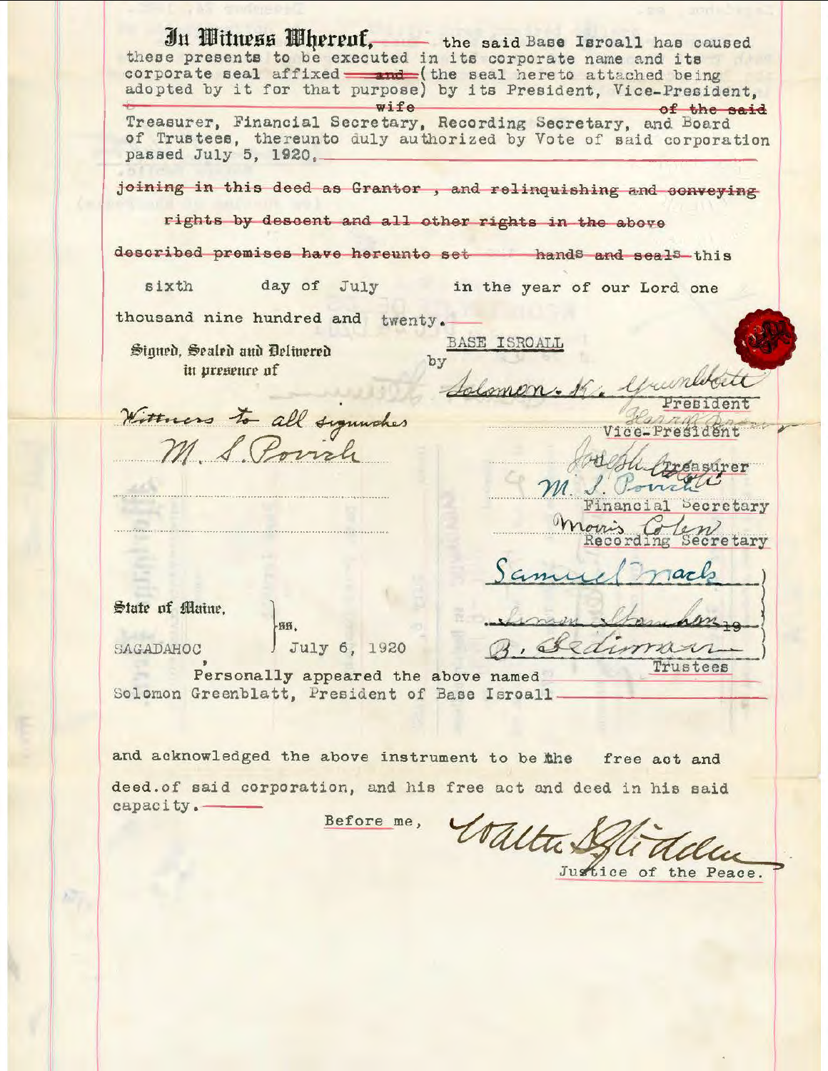**In Witness Whereof,** the said Base Isroall has caused these presents to be executed in its corporate name and its corporate seal affixed ~~and~~ (the seal hereto attached being adopted by it for that purpose) by its President, Vice-President, ~~wife~~ ~~of the said~~ Treasurer, Financial Secretary, Recording Secretary, and Board of Trustees, thereunto duly authorized by Vote of said corporation passed July 5, 1920,

~~joining in this deed as Grantor, and relinquishing and conveying rights by descent and all other rights in the above described premises have hereunto set hands and seals~~ this sixth day of July in the year of our Lord one thousand nine hundred and twenty.

**Signed, Sealed and Delivered in presence of**

Witness to all signatures
M. S. Povich

BASE ISROALL
by

Solomon K. Greenblatt — President

Harry Brown — Vice-President

Joseph Cohen — Treasurer

M. S. Povich — Financial Secretary

Morris Cohen — Recording Secretary

Samuel Mack
Simon Stansbury
B. Sedimann
Trustees

State of Maine,
SAGADAHOC, ss. July 6, 1920

Personally appeared the above named Solomon Greenblatt, President of Base Isroall

and acknowledged the above instrument to be the free act and deed of said corporation, and his free act and deed in his said capacity.

Before me,

Walter S. Glidden
Justice of the Peace.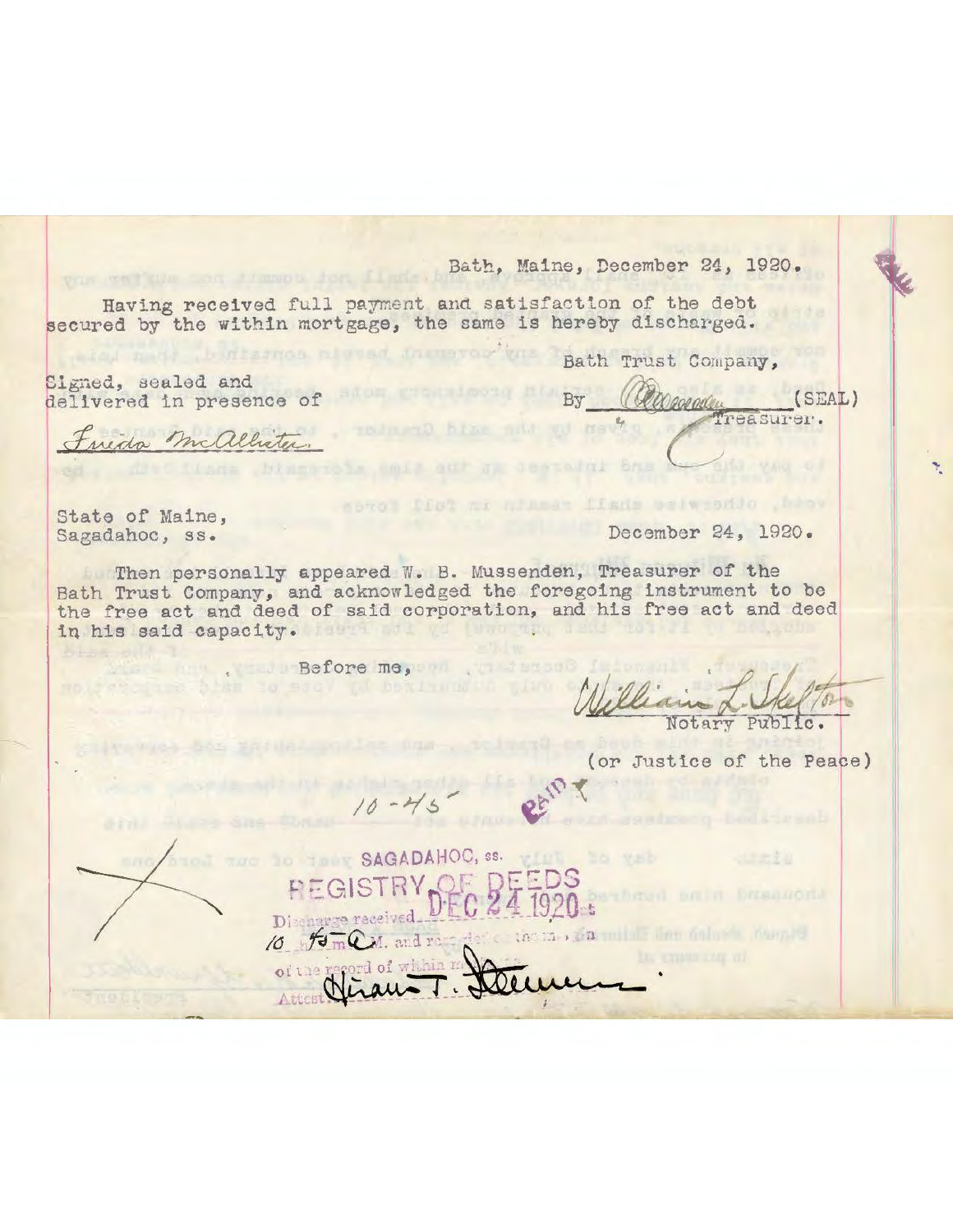Bath, Maine, December 24, 1920.

Having received full payment and satisfaction of the debt secured by the within mortgage, the same is hereby discharged.

Bath Trust Company,

Signed, sealed and delivered in presence of

Freida McAllister

By W. B. Mussenden (SEAL)
Treasurer.

State of Maine,
Sagadahoc, ss.

December 24, 1920.

Then personally appeared W. B. Mussenden, Treasurer of the Bath Trust Company, and acknowledged the foregoing instrument to be the free act and deed of said corporation, and his free act and deed in his said capacity.

Before me,

William L. Shelton
Notary Public.
(or Justice of the Peace)

10-45

PAID

SAGADAHOC, ss.
REGISTRY OF DEEDS
DEC 24 1920
Discharge received 10 h 45 m A.M. and recorded on margin of the record of within mortgage.
Attest: Hiram T. Stevens